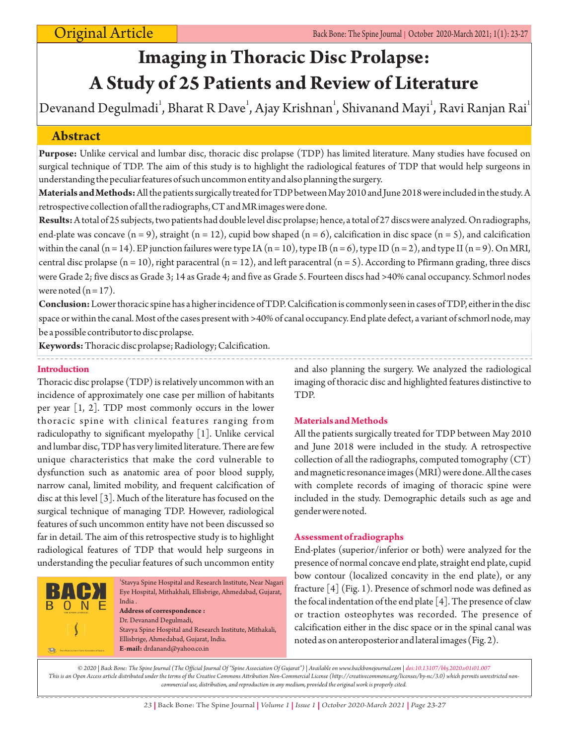Original Article

# Imaging in Thoracic Disc Prolapse: A Study of 25 Patients and Review of Literature

Devanand Degulmadi[1], Bharat R Dave[1], Ajay Krishnan[1], Shivanand Mayi[1], Ravi Ranjan Rai[1]

## Abstract

**Purpose:** Unlike cervical and lumbar disc, thoracic disc prolapse (TDP) has limited literature. Many studies have focused on surgical technique of TDP. The aim of this study is to highlight the radiological features of TDP that would help surgeons in understanding the peculiar features of such uncommon entity and also planning the surgery.

**Materials and Methods:** All the patients surgically treated for TDP between May 2010 and June 2018 were included in the study. A retrospective collection of all the radiographs, CT and MR images were done.

**Results:** A total of 25 subjects, two patients had double level disc prolapse; hence, a total of 27 discs were analyzed. On radiographs, end-plate was concave (n = 9), straight (n = 12), cupid bow shaped (n = 6), calcification in disc space (n = 5), and calcification within the canal (n = 14). EP junction failures were type IA (n = 10), type IB (n = 6), type ID (n = 2), and type II (n = 9). On MRI, central disc prolapse (n = 10), right paracentral (n = 12), and left paracentral (n = 5). According to Pfirmann grading, three discs were Grade 2; five discs as Grade 3; 14 as Grade 4; and five as Grade 5. Fourteen discs had >40% canal occupancy. Schmorl nodes were noted (n = 17).

**Conclusion:** Lower thoracic spine has a higher incidence of TDP. Calcification is commonly seen in cases of TDP, either in the disc space or within the canal. Most of the cases present with >40% of canal occupancy. End plate defect, a variant of schmorl node, may be a possible contributor to disc prolapse.

**Keywords:** Thoracic disc prolapse; Radiology; Calcification.

## Introduction

Thoracic disc prolapse (TDP) is relatively uncommon with an incidence of approximately one case per million of habitants per year [1, 2]. TDP most commonly occurs in the lower thoracic spine with clinical features ranging from radiculopathy to significant myelopathy [1]. Unlike cervical and lumbar disc, TDP has very limited literature. There are few unique characteristics that make the cord vulnerable to dysfunction such as anatomic area of poor blood supply, narrow canal, limited mobility, and frequent calcification of disc at this level [3]. Much of the literature has focused on the surgical technique of managing TDP. However, radiological features of such uncommon entity have not been discussed so far in detail. The aim of this retrospective study is to highlight radiological features of TDP that would help surgeons in understanding the peculiar features of such uncommon entity and also planning the surgery. We analyzed the radiological imaging of thoracic disc and highlighted features distinctive to TDP.

## Materials and Methods

All the patients surgically treated for TDP between May 2010 and June 2018 were included in the study. A retrospective collection of all the radiographs, computed tomography (CT) and magnetic resonance images (MRI) were done. All the cases with complete records of imaging of thoracic spine were included in the study. Demographic details such as age and gender were noted.

### Assessment of radiographs

End-plates (superior/inferior or both) were analyzed for the presence of normal concave end plate, straight end plate, cupid bow contour (localized concavity in the end plate), or any fracture [4] (Fig. 1). Presence of schmorl node was defined as the focal indentation of the end plate [4]. The presence of claw or traction osteophytes was recorded. The presence of calcification either in the disc space or in the spinal canal was noted as on anteroposterior and lateral images (Fig. 2).

[1]Stavya Spine Hospital and Research Institute, Near Nagari Eye Hospital, Mithakhali, Ellisbrige, Ahmedabad, Gujarat, India.

**Address of correspondence :**
Dr. Devanand Degulmadi,
Stavya Spine Hospital and Research Institute, Mithakali, Ellisbrige, Ahmedabad, Gujarat, India.
**E-mail:** drdanand@yahoo.co.in

© 2020 | Back Bone: The Spine Journal (The Official Journal Of "Spine Association Of Gujarat") | Available on www.backbonejournal.com | doi:10.13107/bbj.2020.v01i01.007
This is an Open Access article distributed under the terms of the Creative Commons Attribution Non-Commercial License (http://creativecommons.org/licenses/by-nc/3.0) which permits unrestricted non-commercial use, distribution, and reproduction in any medium, provided the original work is properly cited.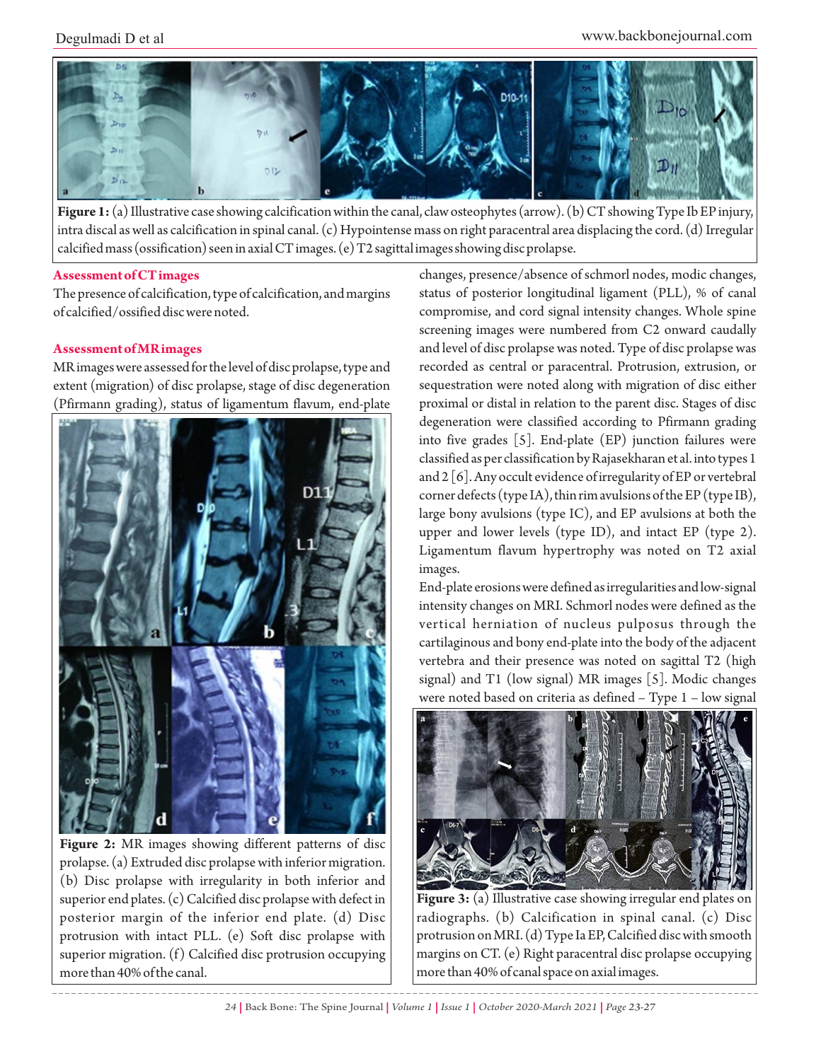Figure 1: (a) Illustrative case showing calcification within the canal, claw osteophytes (arrow). (b) CT showing Type Ib EP injury, intra discal as well as calcification in spinal canal. (c) Hypointense mass on right paracentral area displacing the cord. (d) Irregular calcified mass (ossification) seen in axial CT images. (e) T2 sagittal images showing disc prolapse.

### Assessment of CT images

The presence of calcification, type of calcification, and margins of calcified/ossified disc were noted.

### Assessment of MR images

MR images were assessed for the level of disc prolapse, type and extent (migration) of disc prolapse, stage of disc degeneration (Pfirmann grading), status of ligamentum flavum, end-plate changes, presence/absence of schmorl nodes, modic changes, status of posterior longitudinal ligament (PLL), % of canal compromise, and cord signal intensity changes. Whole spine screening images were numbered from C2 onward caudally and level of disc prolapse was noted. Type of disc prolapse was recorded as central or paracentral. Protrusion, extrusion, or sequestration were noted along with migration of disc either proximal or distal in relation to the parent disc. Stages of disc degeneration were classified according to Pfirmann grading into five grades [5]. End-plate (EP) junction failures were classified as per classification by Rajasekharan et al. into types 1 and 2 [6]. Any occult evidence of irregularity of EP or vertebral corner defects (type IA), thin rim avulsions of the EP (type IB), large bony avulsions (type IC), and EP avulsions at both the upper and lower levels (type ID), and intact EP (type 2). Ligamentum flavum hypertrophy was noted on T2 axial images.

Figure 2: MR images showing different patterns of disc prolapse. (a) Extruded disc prolapse with inferior migration. (b) Disc prolapse with irregularity in both inferior and superior end plates. (c) Calcified disc prolapse with defect in posterior margin of the inferior end plate. (d) Disc protrusion with intact PLL. (e) Soft disc prolapse with superior migration. (f) Calcified disc protrusion occupying more than 40% of the canal.

End-plate erosions were defined as irregularities and low-signal intensity changes on MRI. Schmorl nodes were defined as the vertical herniation of nucleus pulposus through the cartilaginous and bony end-plate into the body of the adjacent vertebra and their presence was noted on sagittal T2 (high signal) and T1 (low signal) MR images [5]. Modic changes were noted based on criteria as defined – Type 1 – low signal

Figure 3: (a) Illustrative case showing irregular end plates on radiographs. (b) Calcification in spinal canal. (c) Disc protrusion on MRI. (d) Type Ia EP, Calcified disc with smooth margins on CT. (e) Right paracentral disc prolapse occupying more than 40% of canal space on axial images.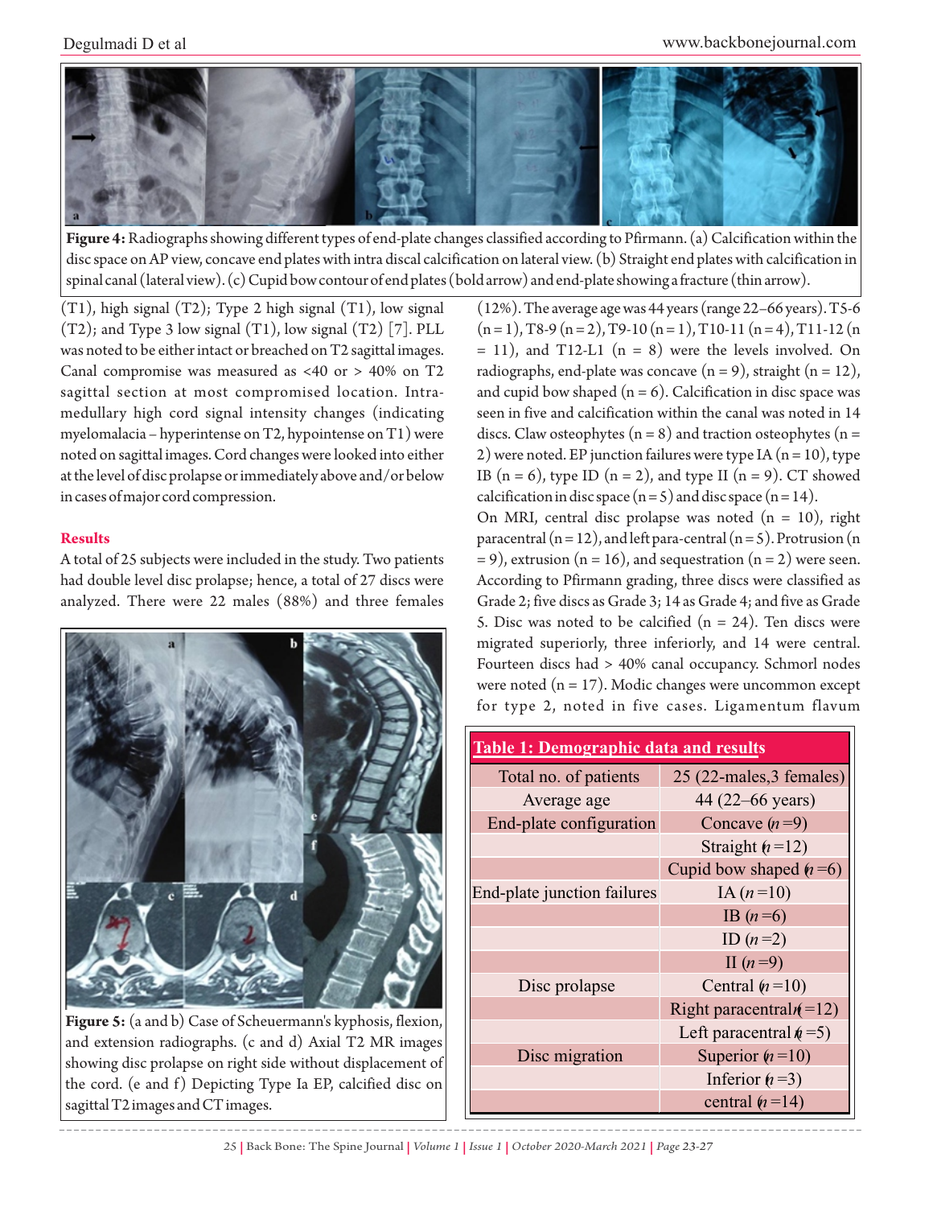**Figure 4:** Radiographs showing different types of end-plate changes classified according to Pfirmann. (a) Calcification within the disc space on AP view, concave end plates with intra discal calcification on lateral view. (b) Straight end plates with calcification in spinal canal (lateral view). (c) Cupid bow contour of end plates (bold arrow) and end-plate showing a fracture (thin arrow).

(T1), high signal (T2); Type 2 high signal (T1), low signal (T2); and Type 3 low signal (T1), low signal (T2) [7]. PLL was noted to be either intact or breached on T2 sagittal images. Canal compromise was measured as <40 or > 40% on T2 sagittal section at most compromised location. Intra-medullary high cord signal intensity changes (indicating myelomalacia – hyperintense on T2, hypointense on T1) were noted on sagittal images. Cord changes were looked into either at the level of disc prolapse or immediately above and/or below in cases of major cord compression.

## Results

A total of 25 subjects were included in the study. Two patients had double level disc prolapse; hence, a total of 27 discs were analyzed. There were 22 males (88%) and three females (12%). The average age was 44 years (range 22–66 years). T5-6 (n = 1), T8-9 (n = 2), T9-10 (n = 1), T10-11 (n = 4), T11-12 (n = 11), and T12-L1 (n = 8) were the levels involved. On radiographs, end-plate was concave (n = 9), straight (n = 12), and cupid bow shaped (n = 6). Calcification in disc space was seen in five and calcification within the canal was noted in 14 discs. Claw osteophytes (n = 8) and traction osteophytes (n = 2) were noted. EP junction failures were type IA (n = 10), type IB (n = 6), type ID (n = 2), and type II (n = 9). CT showed calcification in disc space (n = 5) and disc space (n = 14).

On MRI, central disc prolapse was noted (n = 10), right paracentral (n = 12), and left para-central (n = 5). Protrusion (n = 9), extrusion (n = 16), and sequestration (n = 2) were seen. According to Pfirmann grading, three discs were classified as Grade 2; five discs as Grade 3; 14 as Grade 4; and five as Grade 5. Disc was noted to be calcified (n = 24). Ten discs were migrated superiorly, three inferiorly, and 14 were central. Fourteen discs had > 40% canal occupancy. Schmorl nodes were noted (n = 17). Modic changes were uncommon except for type 2, noted in five cases. Ligamentum flavum

**Figure 5:** (a and b) Case of Scheuermann's kyphosis, flexion, and extension radiographs. (c and d) Axial T2 MR images showing disc prolapse on right side without displacement of the cord. (e and f) Depicting Type Ia EP, calcified disc on sagittal T2 images and CT images.

**Table 1: Demographic data and results**

| | |
|---|---|
| Total no. of patients | 25 (22-males,3 females) |
| Average age | 44 (22–66 years) |
| End-plate configuration | Concave ($n$ =9) |
| | Straight ($n$ =12) |
| | Cupid bow shaped ($n$ =6) |
| End-plate junction failures | IA ($n$ =10) |
| | IB ($n$ =6) |
| | ID ($n$ =2) |
| | II ($n$ =9) |
| Disc prolapse | Central ($n$ =10) |
| | Right paracentral ($n$ =12) |
| | Left paracentral ($n$ =5) |
| Disc migration | Superior ($n$ =10) |
| | Inferior ($n$ =3) |
| | central ($n$ =14) |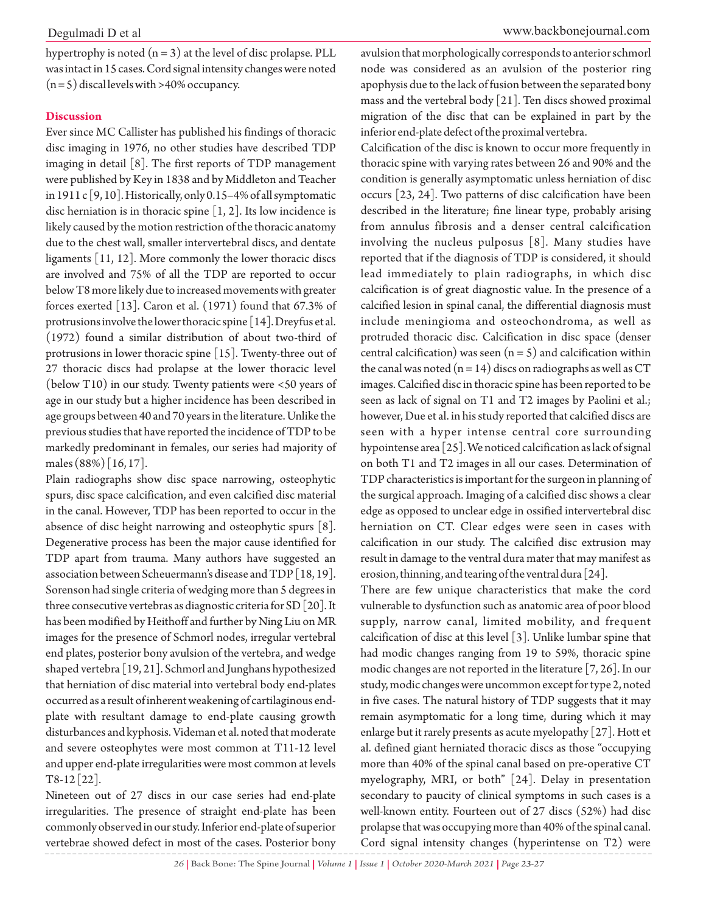hypertrophy is noted (n = 3) at the level of disc prolapse. PLL was intact in 15 cases. Cord signal intensity changes were noted (n = 5) discal levels with >40% occupancy.

## Discussion

Ever since MC Callister has published his findings of thoracic disc imaging in 1976, no other studies have described TDP imaging in detail [8]. The first reports of TDP management were published by Key in 1838 and by Middleton and Teacher in 1911 c [9, 10]. Historically, only 0.15–4% of all symptomatic disc herniation is in thoracic spine [1, 2]. Its low incidence is likely caused by the motion restriction of the thoracic anatomy due to the chest wall, smaller intervertebral discs, and dentate ligaments [11, 12]. More commonly the lower thoracic discs are involved and 75% of all the TDP are reported to occur below T8 more likely due to increased movements with greater forces exerted [13]. Caron et al. (1971) found that 67.3% of protrusions involve the lower thoracic spine [14]. Dreyfus et al. (1972) found a similar distribution of about two-third of protrusions in lower thoracic spine [15]. Twenty-three out of 27 thoracic discs had prolapse at the lower thoracic level (below T10) in our study. Twenty patients were <50 years of age in our study but a higher incidence has been described in age groups between 40 and 70 years in the literature. Unlike the previous studies that have reported the incidence of TDP to be markedly predominant in females, our series had majority of males (88%) [16, 17].

Plain radiographs show disc space narrowing, osteophytic spurs, disc space calcification, and even calcified disc material in the canal. However, TDP has been reported to occur in the absence of disc height narrowing and osteophytic spurs [8]. Degenerative process has been the major cause identified for TDP apart from trauma. Many authors have suggested an association between Scheuermann's disease and TDP [18, 19]. Sorenson had single criteria of wedging more than 5 degrees in three consecutive vertebras as diagnostic criteria for SD [20]. It has been modified by Heithoff and further by Ning Liu on MR images for the presence of Schmorl nodes, irregular vertebral end plates, posterior bony avulsion of the vertebra, and wedge shaped vertebra [19, 21]. Schmorl and Junghans hypothesized that herniation of disc material into vertebral body end-plates occurred as a result of inherent weakening of cartilaginous end-plate with resultant damage to end-plate causing growth disturbances and kyphosis. Videman et al. noted that moderate and severe osteophytes were most common at T11-12 level and upper end-plate irregularities were most common at levels T8-12 [22].

Nineteen out of 27 discs in our case series had end-plate irregularities. The presence of straight end-plate has been commonly observed in our study. Inferior end-plate of superior vertebrae showed defect in most of the cases. Posterior bony avulsion that morphologically corresponds to anterior schmorl node was considered as an avulsion of the posterior ring apophysis due to the lack of fusion between the separated bony mass and the vertebral body [21]. Ten discs showed proximal migration of the disc that can be explained in part by the inferior end-plate defect of the proximal vertebra.

Calcification of the disc is known to occur more frequently in thoracic spine with varying rates between 26 and 90% and the condition is generally asymptomatic unless herniation of disc occurs [23, 24]. Two patterns of disc calcification have been described in the literature; fine linear type, probably arising from annulus fibrosis and a denser central calcification involving the nucleus pulposus [8]. Many studies have reported that if the diagnosis of TDP is considered, it should lead immediately to plain radiographs, in which disc calcification is of great diagnostic value. In the presence of a calcified lesion in spinal canal, the differential diagnosis must include meningioma and osteochondroma, as well as protruded thoracic disc. Calcification in disc space (denser central calcification) was seen (n = 5) and calcification within the canal was noted (n = 14) discs on radiographs as well as CT images. Calcified disc in thoracic spine has been reported to be seen as lack of signal on T1 and T2 images by Paolini et al.; however, Due et al. in his study reported that calcified discs are seen with a hyper intense central core surrounding hypointense area [25]. We noticed calcification as lack of signal on both T1 and T2 images in all our cases. Determination of TDP characteristics is important for the surgeon in planning of the surgical approach. Imaging of a calcified disc shows a clear edge as opposed to unclear edge in ossified intervertebral disc herniation on CT. Clear edges were seen in cases with calcification in our study. The calcified disc extrusion may result in damage to the ventral dura mater that may manifest as erosion, thinning, and tearing of the ventral dura [24].

There are few unique characteristics that make the cord vulnerable to dysfunction such as anatomic area of poor blood supply, narrow canal, limited mobility, and frequent calcification of disc at this level [3]. Unlike lumbar spine that had modic changes ranging from 19 to 59%, thoracic spine modic changes are not reported in the literature [7, 26]. In our study, modic changes were uncommon except for type 2, noted in five cases. The natural history of TDP suggests that it may remain asymptomatic for a long time, during which it may enlarge but it rarely presents as acute myelopathy [27]. Hott et al. defined giant herniated thoracic discs as those "occupying more than 40% of the spinal canal based on pre-operative CT myelography, MRI, or both" [24]. Delay in presentation secondary to paucity of clinical symptoms in such cases is a well-known entity. Fourteen out of 27 discs (52%) had disc prolapse that was occupying more than 40% of the spinal canal. Cord signal intensity changes (hyperintense on T2) were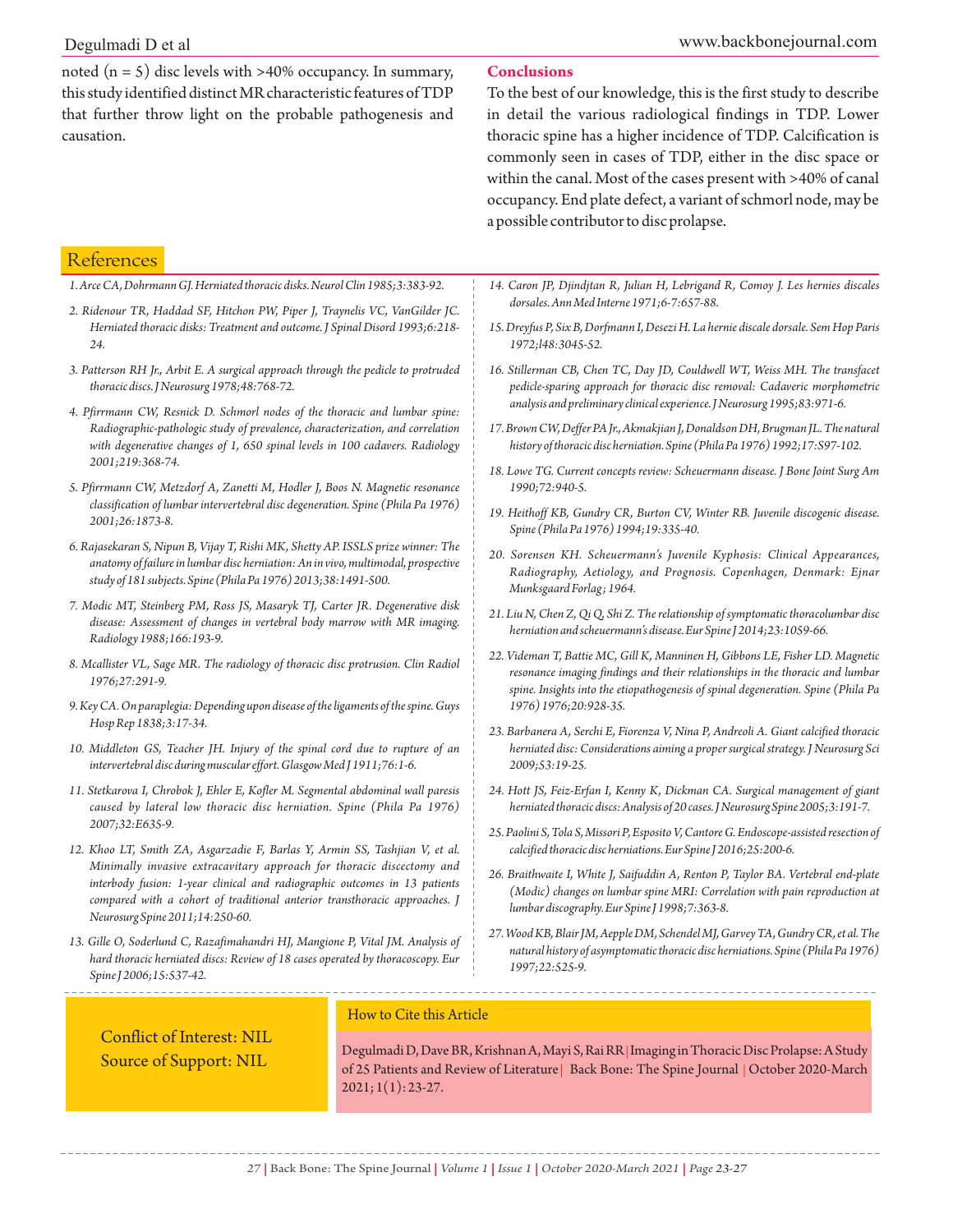noted (n = 5) disc levels with >40% occupancy. In summary, this study identified distinct MR characteristic features of TDP that further throw light on the probable pathogenesis and causation.

## Conclusions

To the best of our knowledge, this is the first study to describe in detail the various radiological findings in TDP. Lower thoracic spine has a higher incidence of TDP. Calcification is commonly seen in cases of TDP, either in the disc space or within the canal. Most of the cases present with >40% of canal occupancy. End plate defect, a variant of schmorl node, may be a possible contributor to disc prolapse.

## References

*1. Arce CA, Dohrmann GJ. Herniated thoracic disks. Neurol Clin 1985;3:383-92.*

*2. Ridenour TR, Haddad SF, Hitchon PW, Piper J, Traynelis VC, VanGilder JC. Herniated thoracic disks: Treatment and outcome. J Spinal Disord 1993;6:218-24.*

*3. Patterson RH Jr., Arbit E. A surgical approach through the pedicle to protruded thoracic discs. J Neurosurg 1978;48:768-72.*

*4. Pfirrmann CW, Resnick D. Schmorl nodes of the thoracic and lumbar spine: Radiographic-pathologic study of prevalence, characterization, and correlation with degenerative changes of 1, 650 spinal levels in 100 cadavers. Radiology 2001;219:368-74.*

*5. Pfirrmann CW, Metzdorf A, Zanetti M, Hodler J, Boos N. Magnetic resonance classification of lumbar intervertebral disc degeneration. Spine (Phila Pa 1976) 2001;26:1873-8.*

*6. Rajasekaran S, Nipun B, Vijay T, Rishi MK, Shetty AP. ISSLS prize winner: The anatomy of failure in lumbar disc herniation: An in vivo, multimodal, prospective study of 181 subjects. Spine (Phila Pa 1976) 2013;38:1491-500.*

*7. Modic MT, Steinberg PM, Ross JS, Masaryk TJ, Carter JR. Degenerative disk disease: Assessment of changes in vertebral body marrow with MR imaging. Radiology 1988;166:193-9.*

*8. Mcallister VL, Sage MR. The radiology of thoracic disc protrusion. Clin Radiol 1976;27:291-9.*

*9. Key CA. On paraplegia: Depending upon disease of the ligaments of the spine. Guys Hosp Rep 1838;3:17-34.*

*10. Middleton GS, Teacher JH. Injury of the spinal cord due to rupture of an intervertebral disc during muscular effort. Glasgow Med J 1911;76:1-6.*

*11. Stetkarova I, Chrobok J, Ehler E, Kofler M. Segmental abdominal wall paresis caused by lateral low thoracic disc herniation. Spine (Phila Pa 1976) 2007;32:E635-9.*

*12. Khoo LT, Smith ZA, Asgarzadie F, Barlas Y, Armin SS, Tashjian V, et al. Minimally invasive extracavitary approach for thoracic discectomy and interbody fusion: 1-year clinical and radiographic outcomes in 13 patients compared with a cohort of traditional anterior transthoracic approaches. J Neurosurg Spine 2011;14:250-60.*

*13. Gille O, Soderlund C, Razafimahandri HJ, Mangione P, Vital JM. Analysis of hard thoracic herniated discs: Review of 18 cases operated by thoracoscopy. Eur Spine J 2006;15:537-42.*

*14. Caron JP, Djindjtan R, Julian H, Lebrigand R, Comoy J. Les hernies discales dorsales. Ann Med Interne 1971;6-7:657-88.*

*15. Dreyfus P, Six B, Dorfmann I, Desezi H. La hernie discale dorsale. Sem Hop Paris 1972;l48:3045-52.*

*16. Stillerman CB, Chen TC, Day JD, Couldwell WT, Weiss MH. The transfacet pedicle-sparing approach for thoracic disc removal: Cadaveric morphometric analysis and preliminary clinical experience. J Neurosurg 1995;83:971-6.*

*17. Brown CW, Deffer PA Jr., Akmakjian J, Donaldson DH, Brugman JL. The natural history of thoracic disc herniation. Spine (Phila Pa 1976) 1992;17:S97-102.*

*18. Lowe TG. Current concepts review: Scheuermann disease. J Bone Joint Surg Am 1990;72:940-5.*

*19. Heithoff KB, Gundry CR, Burton CV, Winter RB. Juvenile discogenic disease. Spine (Phila Pa 1976) 1994;19:335-40.*

*20. Sorensen KH. Scheuermann's Juvenile Kyphosis: Clinical Appearances, Radiography, Aetiology, and Prognosis. Copenhagen, Denmark: Ejnar Munksgaard Forlag; 1964.*

*21. Liu N, Chen Z, Qi Q, Shi Z. The relationship of symptomatic thoracolumbar disc herniation and scheuermann's disease. Eur Spine J 2014;23:1059-66.*

*22. Videman T, Battie MC, Gill K, Manninen H, Gibbons LE, Fisher LD. Magnetic resonance imaging findings and their relationships in the thoracic and lumbar spine. Insights into the etiopathogenesis of spinal degeneration. Spine (Phila Pa 1976) 1976;20:928-35.*

*23. Barbanera A, Serchi E, Fiorenza V, Nina P, Andreoli A. Giant calcified thoracic herniated disc: Considerations aiming a proper surgical strategy. J Neurosurg Sci 2009;53:19-25.*

*24. Hott JS, Feiz-Erfan I, Kenny K, Dickman CA. Surgical management of giant herniated thoracic discs: Analysis of 20 cases. J Neurosurg Spine 2005;3:191-7.*

*25. Paolini S, Tola S, Missori P, Esposito V, Cantore G. Endoscope-assisted resection of calcified thoracic disc herniations. Eur Spine J 2016;25:200-6.*

*26. Braithwaite I, White J, Saifuddin A, Renton P, Taylor BA. Vertebral end-plate (Modic) changes on lumbar spine MRI: Correlation with pain reproduction at lumbar discography. Eur Spine J 1998;7:363-8.*

*27. Wood KB, Blair JM, Aepple DM, Schendel MJ, Garvey TA, Gundry CR, et al. The natural history of asymptomatic thoracic disc herniations. Spine (Phila Pa 1976) 1997;22:525-9.*

Conflict of Interest: NIL
Source of Support: NIL

How to Cite this Article

Degulmadi D, Dave BR, Krishnan A, Mayi S, Rai RR | Imaging in Thoracic Disc Prolapse: A Study of 25 Patients and Review of Literature | Back Bone: The Spine Journal | October 2020-March 2021; 1(1): 23-27.